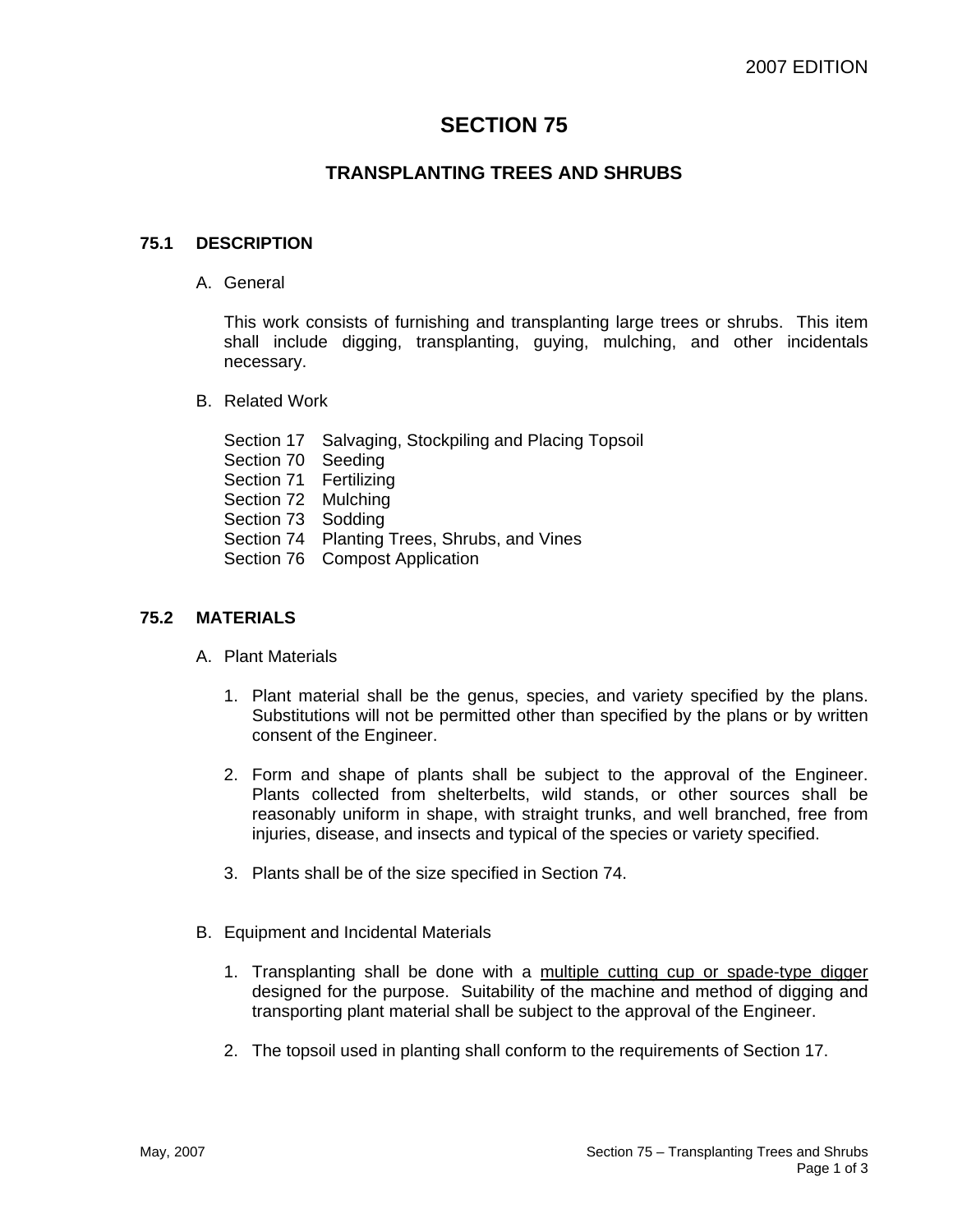# SECTION 75

## TRANSPLANTING TREES AND SHRUBS

### 75.1 DESCRIPTION

A. General

This work consists of furnishing and transplanting large trees or shrubs. This item shall include digging, transplanting, guying, mulching, and other incidentals necessary.

B. Related Work

Section 17 Salvaging, Stockpiling and Placing Topsoil
Section 70 Seeding
Section 71 Fertilizing
Section 72 Mulching
Section 73 Sodding
Section 74 Planting Trees, Shrubs, and Vines
Section 76 Compost Application

### 75.2 MATERIALS

A. Plant Materials

1. Plant material shall be the genus, species, and variety specified by the plans. Substitutions will not be permitted other than specified by the plans or by written consent of the Engineer.

2. Form and shape of plants shall be subject to the approval of the Engineer. Plants collected from shelterbelts, wild stands, or other sources shall be reasonably uniform in shape, with straight trunks, and well branched, free from injuries, disease, and insects and typical of the species or variety specified.

3. Plants shall be of the size specified in Section 74.

B. Equipment and Incidental Materials

1. Transplanting shall be done with a <u>multiple cutting cup or spade-type digger</u> designed for the purpose. Suitability of the machine and method of digging and transporting plant material shall be subject to the approval of the Engineer.

2. The topsoil used in planting shall conform to the requirements of Section 17.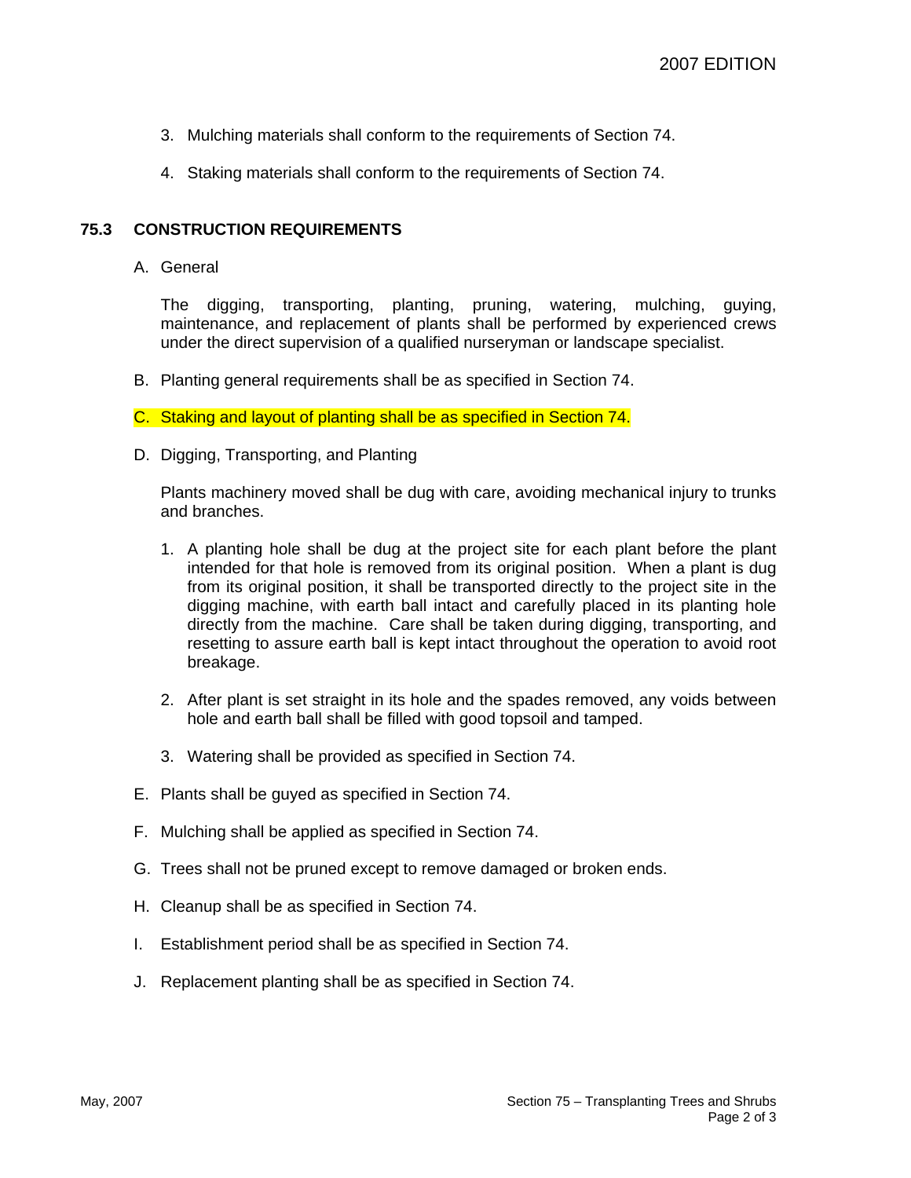3. Mulching materials shall conform to the requirements of Section 74.

4. Staking materials shall conform to the requirements of Section 74.

## 75.3 CONSTRUCTION REQUIREMENTS

A. General

   The digging, transporting, planting, pruning, watering, mulching, guying, maintenance, and replacement of plants shall be performed by experienced crews under the direct supervision of a qualified nurseryman or landscape specialist.

B. Planting general requirements shall be as specified in Section 74.

C. Staking and layout of planting shall be as specified in Section 74.

D. Digging, Transporting, and Planting

   Plants machinery moved shall be dug with care, avoiding mechanical injury to trunks and branches.

   1. A planting hole shall be dug at the project site for each plant before the plant intended for that hole is removed from its original position. When a plant is dug from its original position, it shall be transported directly to the project site in the digging machine, with earth ball intact and carefully placed in its planting hole directly from the machine. Care shall be taken during digging, transporting, and resetting to assure earth ball is kept intact throughout the operation to avoid root breakage.

   2. After plant is set straight in its hole and the spades removed, any voids between hole and earth ball shall be filled with good topsoil and tamped.

   3. Watering shall be provided as specified in Section 74.

E. Plants shall be guyed as specified in Section 74.

F. Mulching shall be applied as specified in Section 74.

G. Trees shall not be pruned except to remove damaged or broken ends.

H. Cleanup shall be as specified in Section 74.

I. Establishment period shall be as specified in Section 74.

J. Replacement planting shall be as specified in Section 74.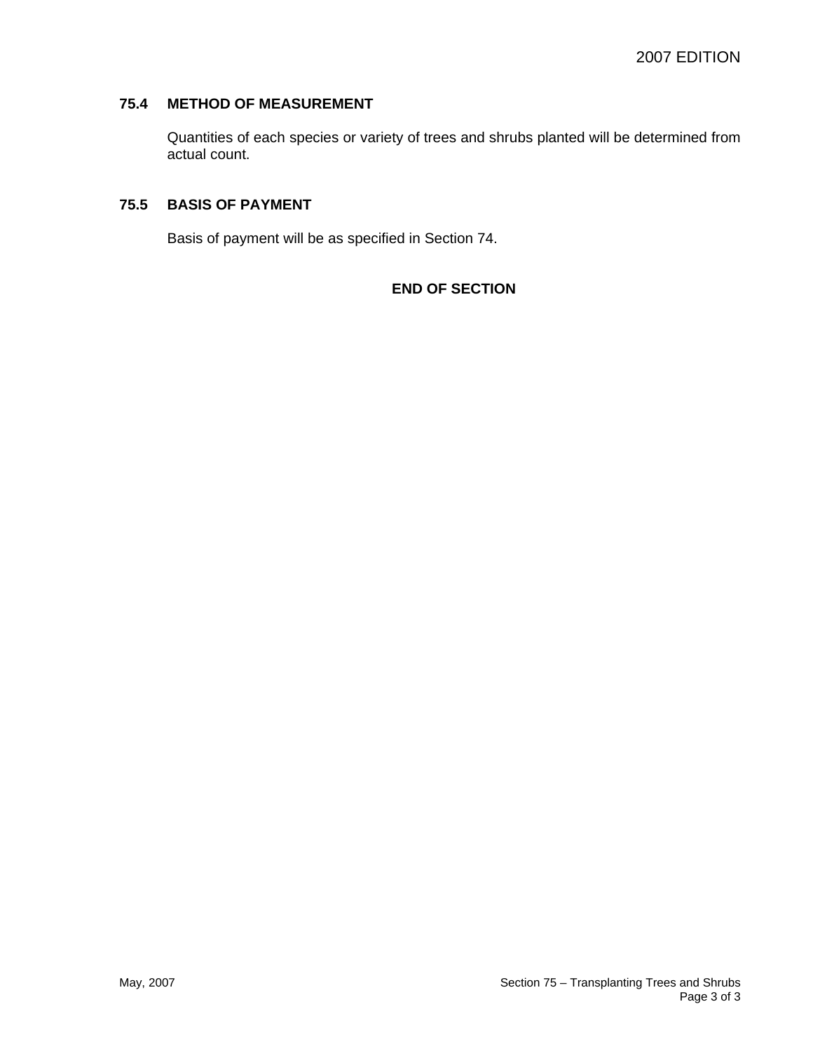## 75.4 METHOD OF MEASUREMENT

Quantities of each species or variety of trees and shrubs planted will be determined from actual count.

## 75.5 BASIS OF PAYMENT

Basis of payment will be as specified in Section 74.

**END OF SECTION**